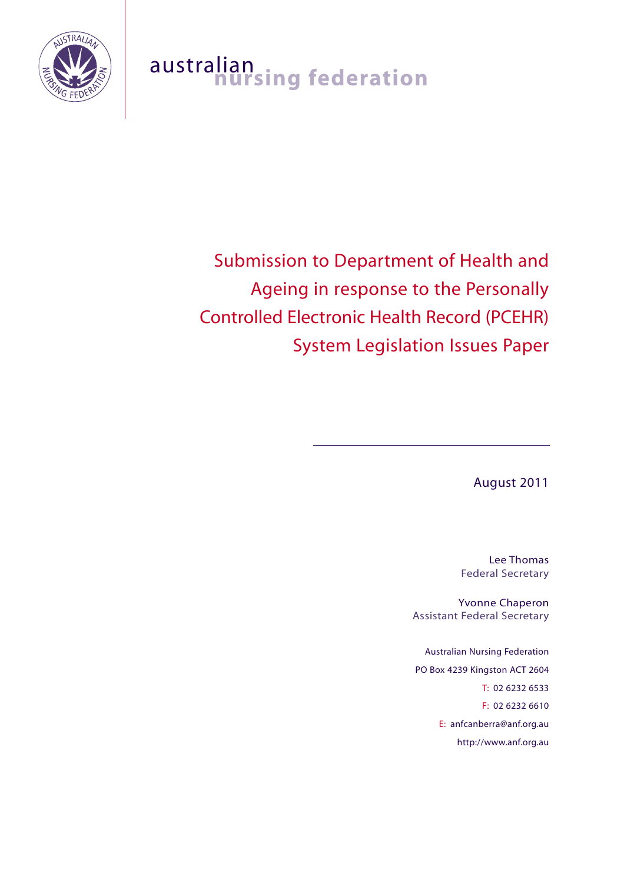australian nursing federation

# Submission to Department of Health and Ageing in response to the Personally Controlled Electronic Health Record (PCEHR) System Legislation Issues Paper

August 2011

Lee Thomas
Federal Secretary

Yvonne Chaperon
Assistant Federal Secretary

Australian Nursing Federation
PO Box 4239 Kingston ACT 2604
T: 02 6232 6533
F: 02 6232 6610
E: anfcanberra@anf.org.au
http://www.anf.org.au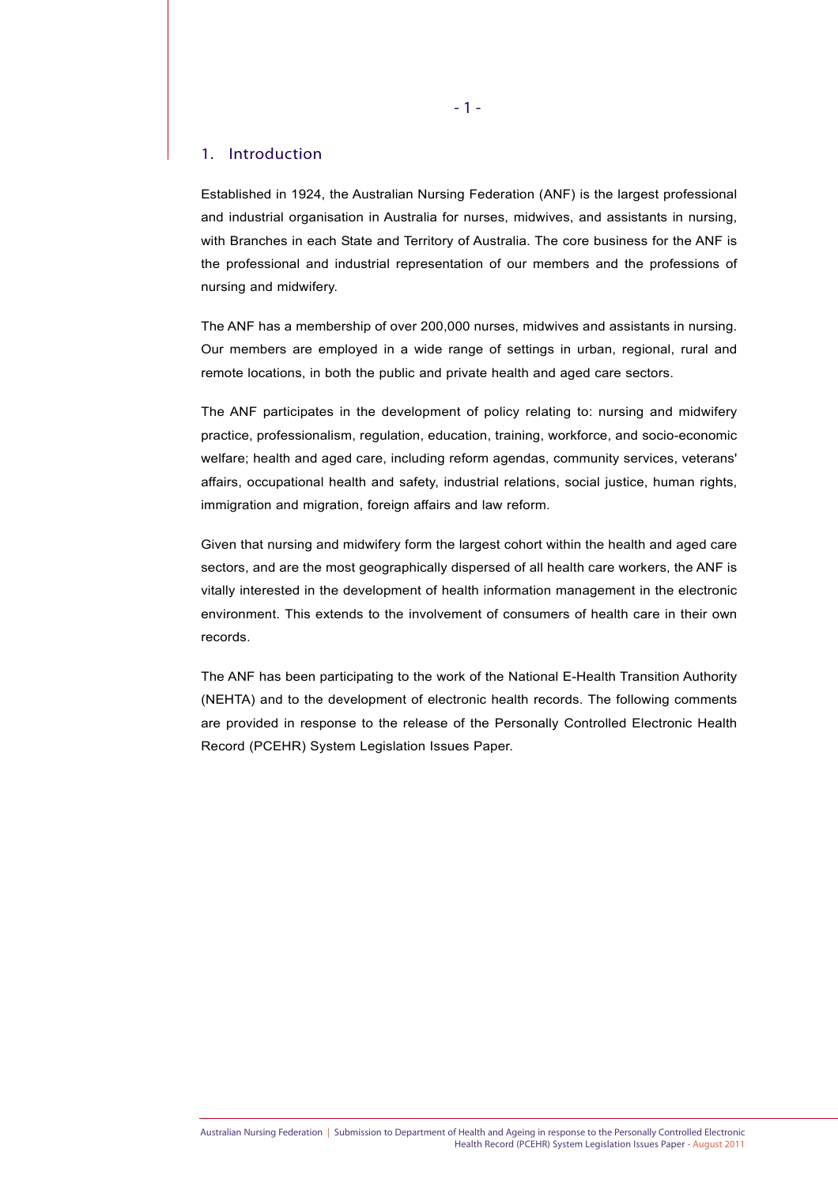## 1. Introduction

Established in 1924, the Australian Nursing Federation (ANF) is the largest professional and industrial organisation in Australia for nurses, midwives, and assistants in nursing, with Branches in each State and Territory of Australia. The core business for the ANF is the professional and industrial representation of our members and the professions of nursing and midwifery.

The ANF has a membership of over 200,000 nurses, midwives and assistants in nursing. Our members are employed in a wide range of settings in urban, regional, rural and remote locations, in both the public and private health and aged care sectors.

The ANF participates in the development of policy relating to: nursing and midwifery practice, professionalism, regulation, education, training, workforce, and socio-economic welfare; health and aged care, including reform agendas, community services, veterans' affairs, occupational health and safety, industrial relations, social justice, human rights, immigration and migration, foreign affairs and law reform.

Given that nursing and midwifery form the largest cohort within the health and aged care sectors, and are the most geographically dispersed of all health care workers, the ANF is vitally interested in the development of health information management in the electronic environment. This extends to the involvement of consumers of health care in their own records.

The ANF has been participating to the work of the National E-Health Transition Authority (NEHTA) and to the development of electronic health records. The following comments are provided in response to the release of the Personally Controlled Electronic Health Record (PCEHR) System Legislation Issues Paper.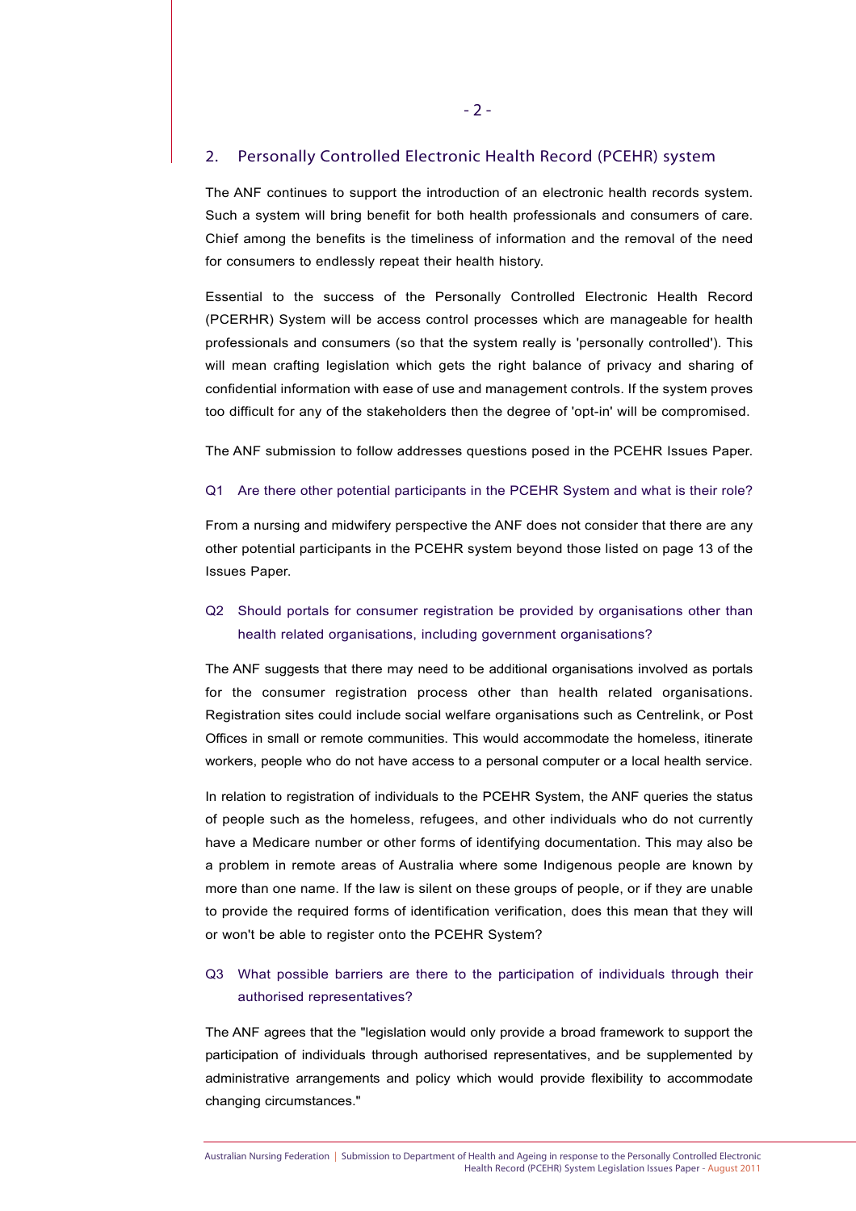## 2. Personally Controlled Electronic Health Record (PCEHR) system

The ANF continues to support the introduction of an electronic health records system. Such a system will bring benefit for both health professionals and consumers of care. Chief among the benefits is the timeliness of information and the removal of the need for consumers to endlessly repeat their health history.

Essential to the success of the Personally Controlled Electronic Health Record (PCERHR) System will be access control processes which are manageable for health professionals and consumers (so that the system really is 'personally controlled'). This will mean crafting legislation which gets the right balance of privacy and sharing of confidential information with ease of use and management controls. If the system proves too difficult for any of the stakeholders then the degree of 'opt-in' will be compromised.

The ANF submission to follow addresses questions posed in the PCEHR Issues Paper.

### Q1 Are there other potential participants in the PCEHR System and what is their role?

From a nursing and midwifery perspective the ANF does not consider that there are any other potential participants in the PCEHR system beyond those listed on page 13 of the Issues Paper.

### Q2 Should portals for consumer registration be provided by organisations other than health related organisations, including government organisations?

The ANF suggests that there may need to be additional organisations involved as portals for the consumer registration process other than health related organisations. Registration sites could include social welfare organisations such as Centrelink, or Post Offices in small or remote communities. This would accommodate the homeless, itinerate workers, people who do not have access to a personal computer or a local health service.

In relation to registration of individuals to the PCEHR System, the ANF queries the status of people such as the homeless, refugees, and other individuals who do not currently have a Medicare number or other forms of identifying documentation. This may also be a problem in remote areas of Australia where some Indigenous people are known by more than one name. If the law is silent on these groups of people, or if they are unable to provide the required forms of identification verification, does this mean that they will or won't be able to register onto the PCEHR System?

### Q3 What possible barriers are there to the participation of individuals through their authorised representatives?

The ANF agrees that the "legislation would only provide a broad framework to support the participation of individuals through authorised representatives, and be supplemented by administrative arrangements and policy which would provide flexibility to accommodate changing circumstances."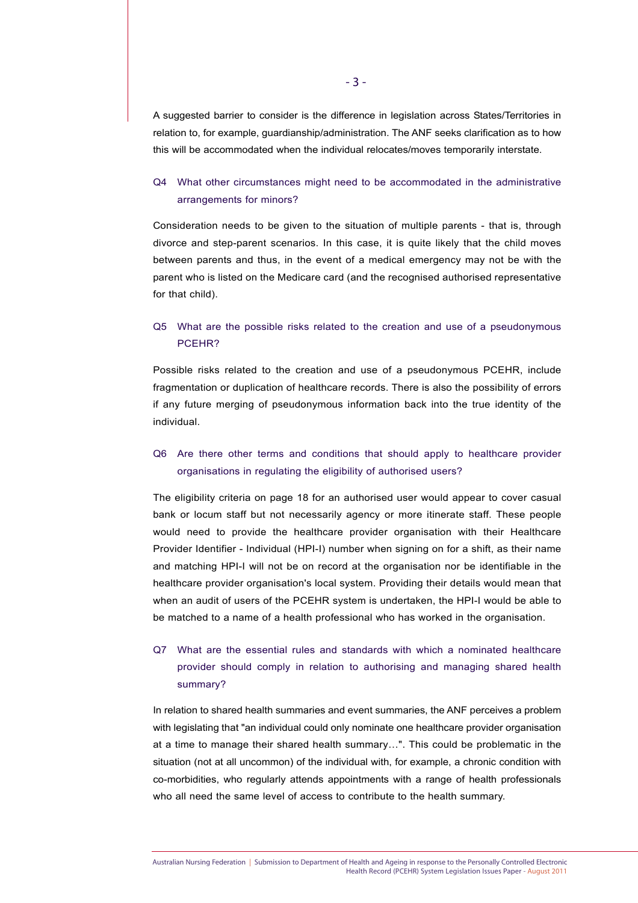A suggested barrier to consider is the difference in legislation across States/Territories in relation to, for example, guardianship/administration. The ANF seeks clarification as to how this will be accommodated when the individual relocates/moves temporarily interstate.

### Q4 What other circumstances might need to be accommodated in the administrative arrangements for minors?

Consideration needs to be given to the situation of multiple parents - that is, through divorce and step-parent scenarios. In this case, it is quite likely that the child moves between parents and thus, in the event of a medical emergency may not be with the parent who is listed on the Medicare card (and the recognised authorised representative for that child).

### Q5 What are the possible risks related to the creation and use of a pseudonymous PCEHR?

Possible risks related to the creation and use of a pseudonymous PCEHR, include fragmentation or duplication of healthcare records. There is also the possibility of errors if any future merging of pseudonymous information back into the true identity of the individual.

### Q6 Are there other terms and conditions that should apply to healthcare provider organisations in regulating the eligibility of authorised users?

The eligibility criteria on page 18 for an authorised user would appear to cover casual bank or locum staff but not necessarily agency or more itinerate staff. These people would need to provide the healthcare provider organisation with their Healthcare Provider Identifier - Individual (HPI-I) number when signing on for a shift, as their name and matching HPI-I will not be on record at the organisation nor be identifiable in the healthcare provider organisation's local system. Providing their details would mean that when an audit of users of the PCEHR system is undertaken, the HPI-I would be able to be matched to a name of a health professional who has worked in the organisation.

### Q7 What are the essential rules and standards with which a nominated healthcare provider should comply in relation to authorising and managing shared health summary?

In relation to shared health summaries and event summaries, the ANF perceives a problem with legislating that "an individual could only nominate one healthcare provider organisation at a time to manage their shared health summary…". This could be problematic in the situation (not at all uncommon) of the individual with, for example, a chronic condition with co-morbidities, who regularly attends appointments with a range of health professionals who all need the same level of access to contribute to the health summary.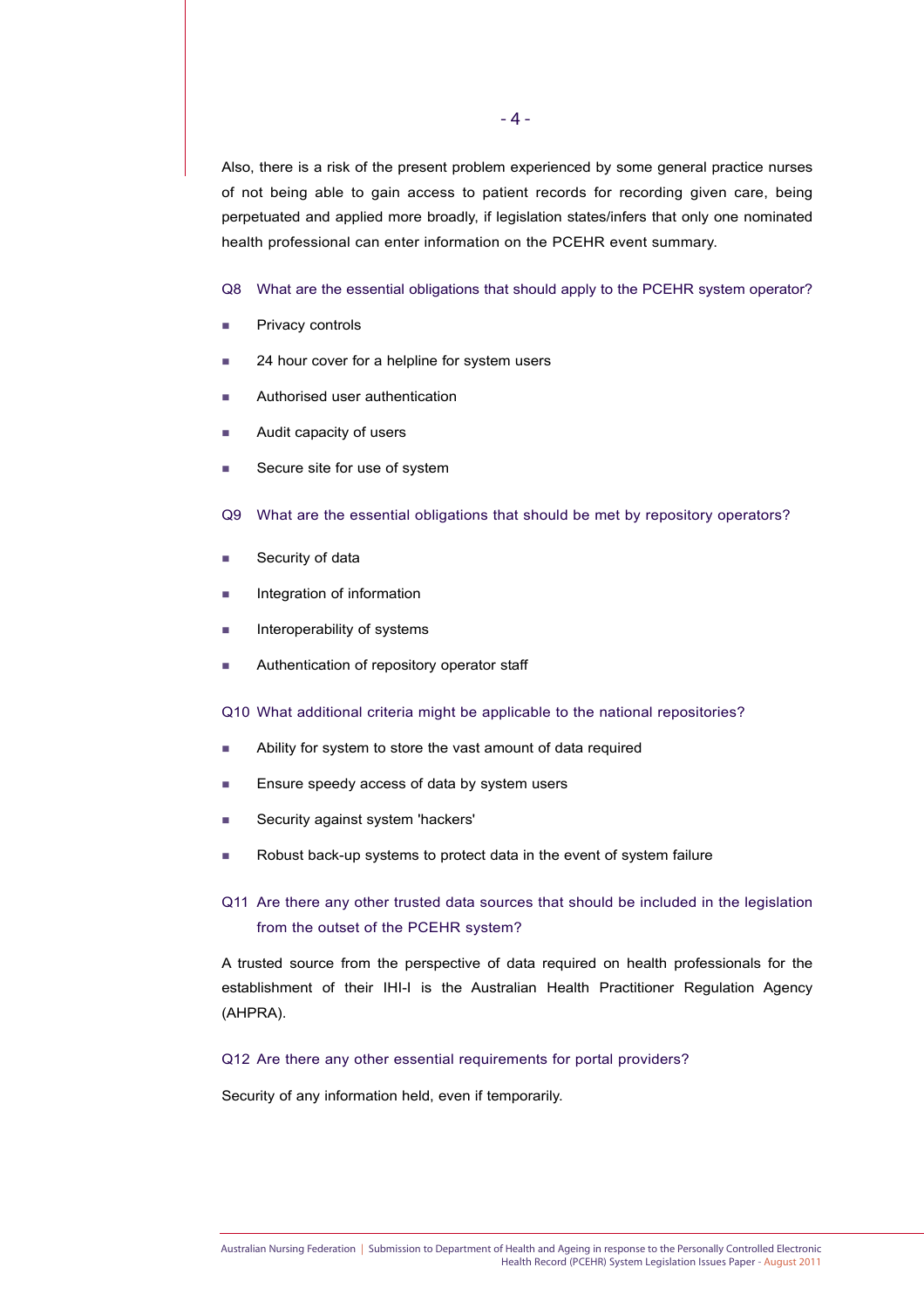Also, there is a risk of the present problem experienced by some general practice nurses of not being able to gain access to patient records for recording given care, being perpetuated and applied more broadly, if legislation states/infers that only one nominated health professional can enter information on the PCEHR event summary.

### Q8 What are the essential obligations that should apply to the PCEHR system operator?

- Privacy controls
- 24 hour cover for a helpline for system users
- Authorised user authentication
- Audit capacity of users
- Secure site for use of system

### Q9 What are the essential obligations that should be met by repository operators?

- Security of data
- Integration of information
- Interoperability of systems
- Authentication of repository operator staff

### Q10 What additional criteria might be applicable to the national repositories?

- Ability for system to store the vast amount of data required
- Ensure speedy access of data by system users
- Security against system 'hackers'
- Robust back-up systems to protect data in the event of system failure

### Q11 Are there any other trusted data sources that should be included in the legislation from the outset of the PCEHR system?

A trusted source from the perspective of data required on health professionals for the establishment of their IHI-I is the Australian Health Practitioner Regulation Agency (AHPRA).

### Q12 Are there any other essential requirements for portal providers?

Security of any information held, even if temporarily.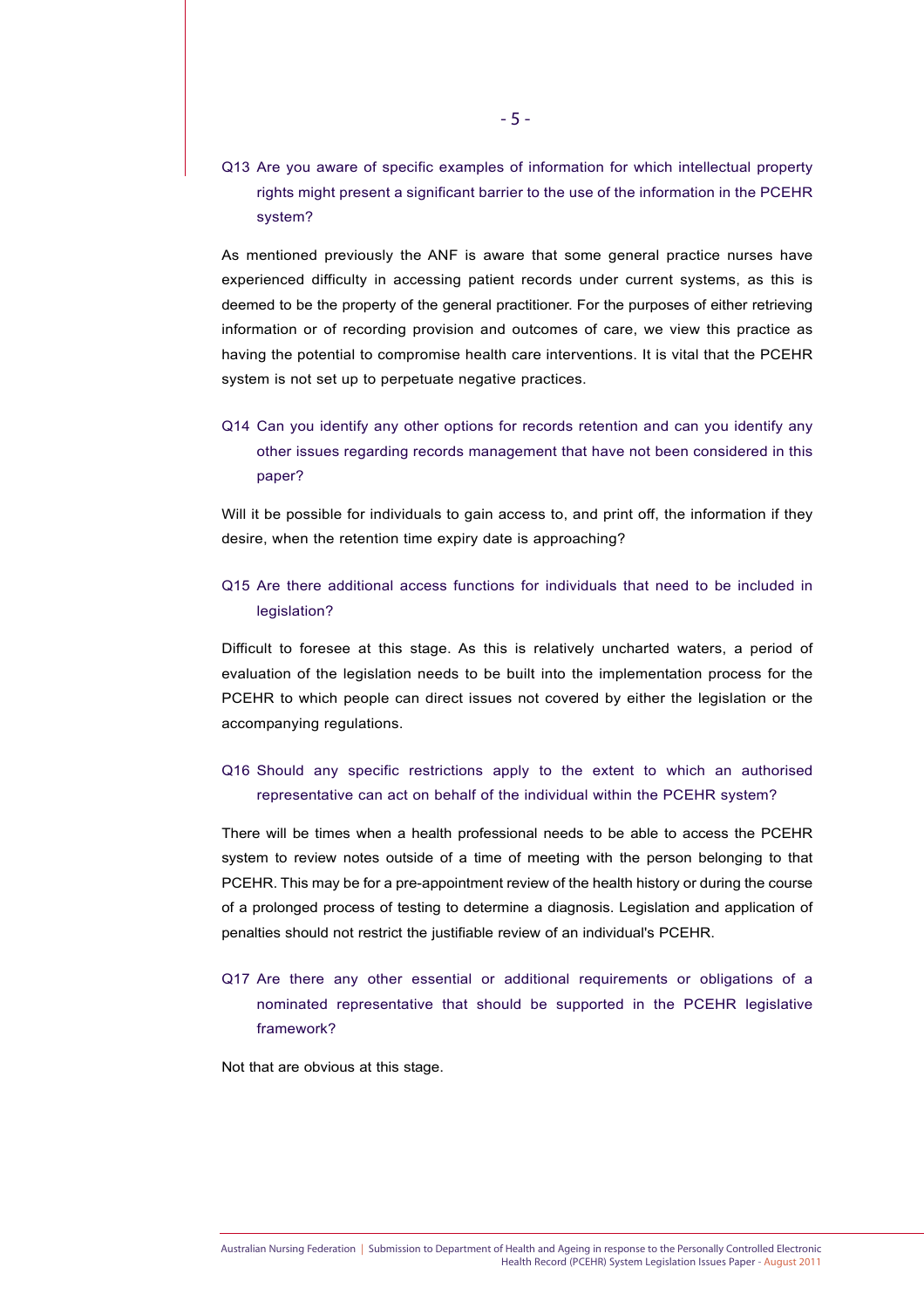Q13 Are you aware of specific examples of information for which intellectual property rights might present a significant barrier to the use of the information in the PCEHR system?

As mentioned previously the ANF is aware that some general practice nurses have experienced difficulty in accessing patient records under current systems, as this is deemed to be the property of the general practitioner. For the purposes of either retrieving information or of recording provision and outcomes of care, we view this practice as having the potential to compromise health care interventions. It is vital that the PCEHR system is not set up to perpetuate negative practices.

Q14 Can you identify any other options for records retention and can you identify any other issues regarding records management that have not been considered in this paper?

Will it be possible for individuals to gain access to, and print off, the information if they desire, when the retention time expiry date is approaching?

Q15 Are there additional access functions for individuals that need to be included in legislation?

Difficult to foresee at this stage. As this is relatively uncharted waters, a period of evaluation of the legislation needs to be built into the implementation process for the PCEHR to which people can direct issues not covered by either the legislation or the accompanying regulations.

Q16 Should any specific restrictions apply to the extent to which an authorised representative can act on behalf of the individual within the PCEHR system?

There will be times when a health professional needs to be able to access the PCEHR system to review notes outside of a time of meeting with the person belonging to that PCEHR. This may be for a pre-appointment review of the health history or during the course of a prolonged process of testing to determine a diagnosis. Legislation and application of penalties should not restrict the justifiable review of an individual's PCEHR.

Q17 Are there any other essential or additional requirements or obligations of a nominated representative that should be supported in the PCEHR legislative framework?

Not that are obvious at this stage.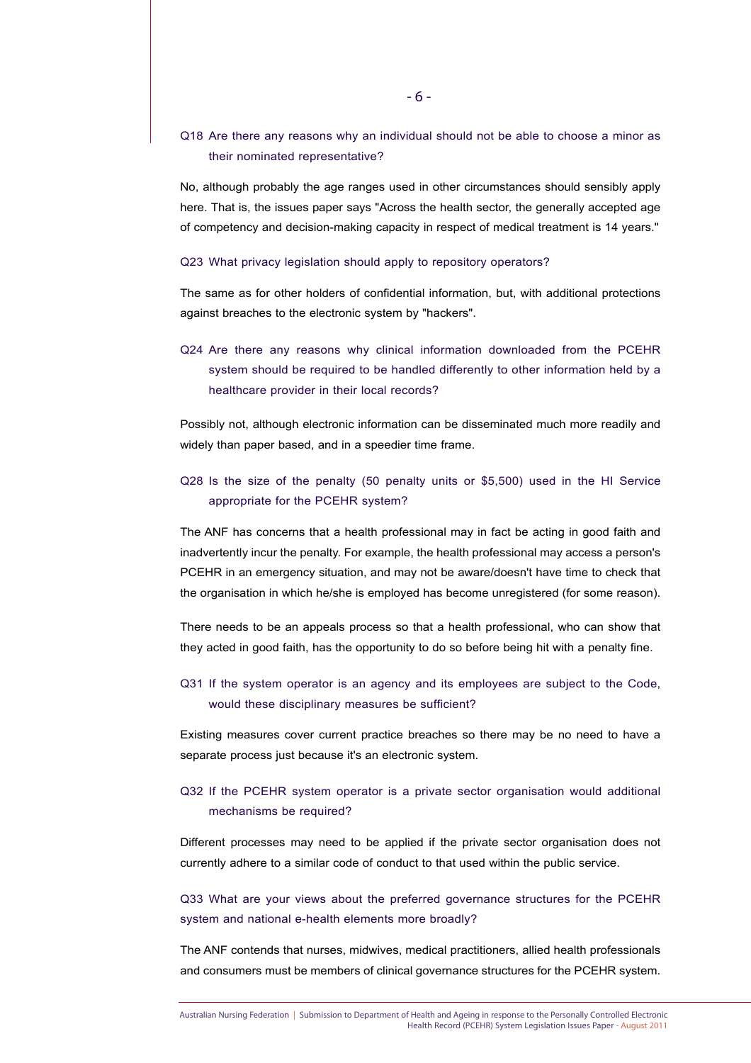Q18 Are there any reasons why an individual should not be able to choose a minor as their nominated representative?

No, although probably the age ranges used in other circumstances should sensibly apply here. That is, the issues paper says "Across the health sector, the generally accepted age of competency and decision-making capacity in respect of medical treatment is 14 years."

Q23 What privacy legislation should apply to repository operators?

The same as for other holders of confidential information, but, with additional protections against breaches to the electronic system by "hackers".

Q24 Are there any reasons why clinical information downloaded from the PCEHR system should be required to be handled differently to other information held by a healthcare provider in their local records?

Possibly not, although electronic information can be disseminated much more readily and widely than paper based, and in a speedier time frame.

Q28 Is the size of the penalty (50 penalty units or $5,500) used in the HI Service appropriate for the PCEHR system?

The ANF has concerns that a health professional may in fact be acting in good faith and inadvertently incur the penalty. For example, the health professional may access a person's PCEHR in an emergency situation, and may not be aware/doesn't have time to check that the organisation in which he/she is employed has become unregistered (for some reason).

There needs to be an appeals process so that a health professional, who can show that they acted in good faith, has the opportunity to do so before being hit with a penalty fine.

Q31 If the system operator is an agency and its employees are subject to the Code, would these disciplinary measures be sufficient?

Existing measures cover current practice breaches so there may be no need to have a separate process just because it's an electronic system.

Q32 If the PCEHR system operator is a private sector organisation would additional mechanisms be required?

Different processes may need to be applied if the private sector organisation does not currently adhere to a similar code of conduct to that used within the public service.

Q33 What are your views about the preferred governance structures for the PCEHR system and national e-health elements more broadly?

The ANF contends that nurses, midwives, medical practitioners, allied health professionals and consumers must be members of clinical governance structures for the PCEHR system.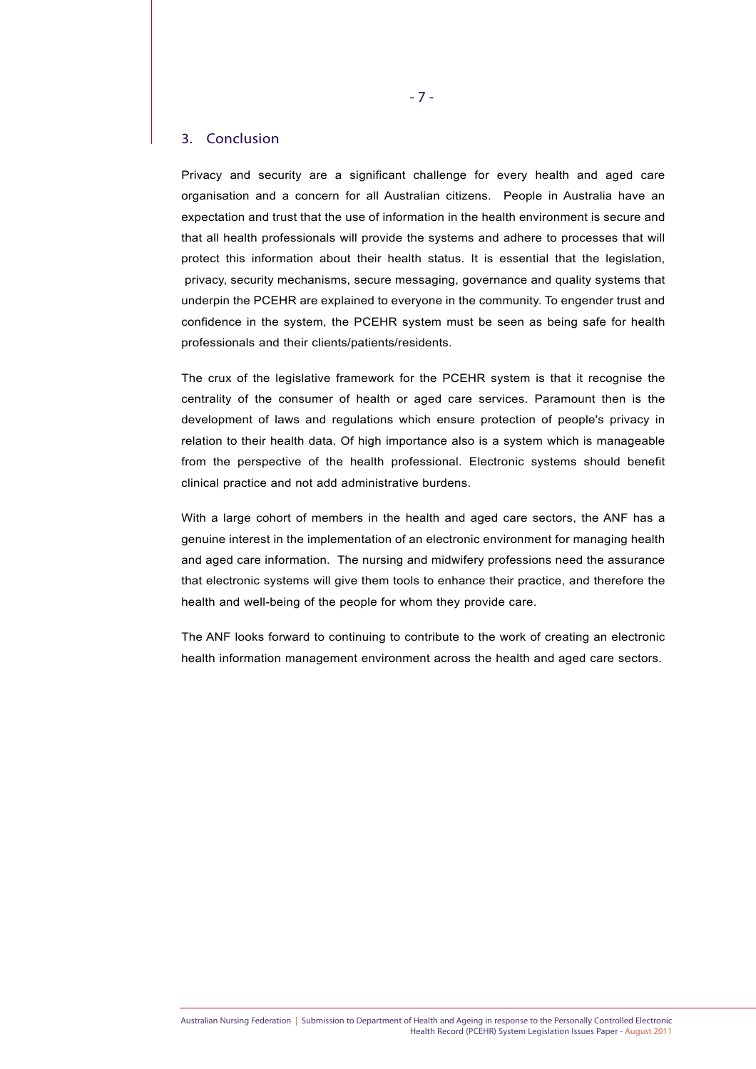## 3. Conclusion

Privacy and security are a significant challenge for every health and aged care organisation and a concern for all Australian citizens. People in Australia have an expectation and trust that the use of information in the health environment is secure and that all health professionals will provide the systems and adhere to processes that will protect this information about their health status. It is essential that the legislation, privacy, security mechanisms, secure messaging, governance and quality systems that underpin the PCEHR are explained to everyone in the community. To engender trust and confidence in the system, the PCEHR system must be seen as being safe for health professionals and their clients/patients/residents.

The crux of the legislative framework for the PCEHR system is that it recognise the centrality of the consumer of health or aged care services. Paramount then is the development of laws and regulations which ensure protection of people's privacy in relation to their health data. Of high importance also is a system which is manageable from the perspective of the health professional. Electronic systems should benefit clinical practice and not add administrative burdens.

With a large cohort of members in the health and aged care sectors, the ANF has a genuine interest in the implementation of an electronic environment for managing health and aged care information. The nursing and midwifery professions need the assurance that electronic systems will give them tools to enhance their practice, and therefore the health and well-being of the people for whom they provide care.

The ANF looks forward to continuing to contribute to the work of creating an electronic health information management environment across the health and aged care sectors.